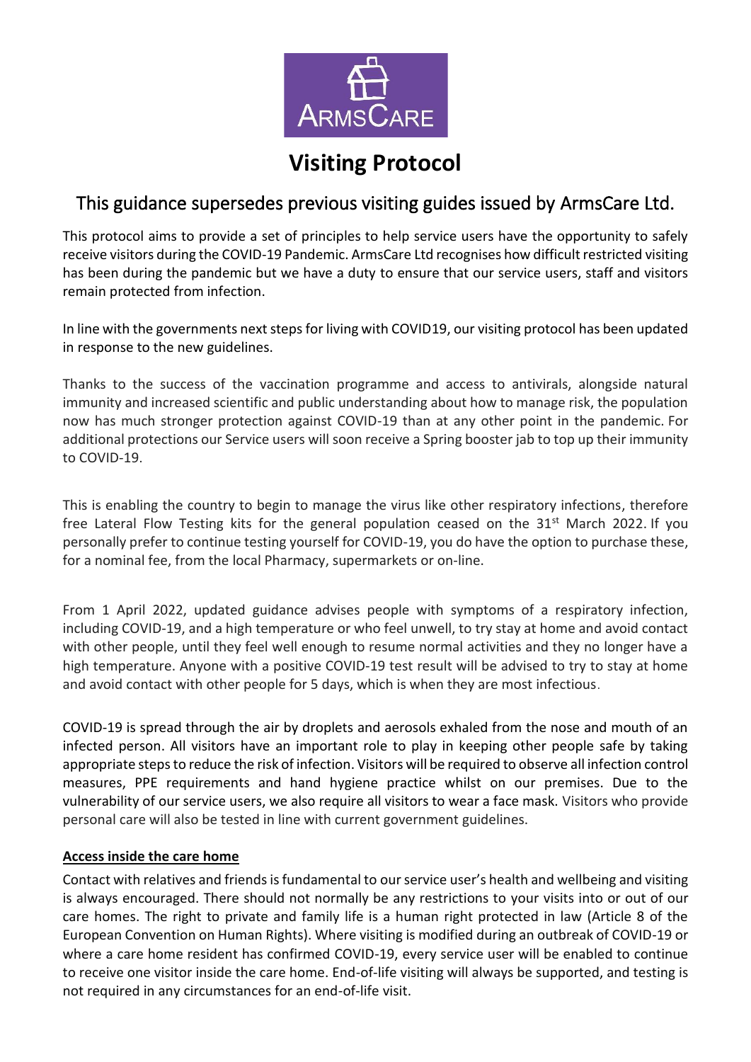ArmsCare

# Visiting Protocol

## This guidance supersedes previous visiting guides issued by ArmsCare Ltd.

This protocol aims to provide a set of principles to help service users have the opportunity to safely receive visitors during the COVID-19 Pandemic. ArmsCare Ltd recognises how difficult restricted visiting has been during the pandemic but we have a duty to ensure that our service users, staff and visitors remain protected from infection.

In line with the governments next steps for living with COVID19, our visiting protocol has been updated in response to the new guidelines.

Thanks to the success of the vaccination programme and access to antivirals, alongside natural immunity and increased scientific and public understanding about how to manage risk, the population now has much stronger protection against COVID-19 than at any other point in the pandemic. For additional protections our Service users will soon receive a Spring booster jab to top up their immunity to COVID-19.

This is enabling the country to begin to manage the virus like other respiratory infections, therefore free Lateral Flow Testing kits for the general population ceased on the 31st March 2022. If you personally prefer to continue testing yourself for COVID-19, you do have the option to purchase these, for a nominal fee, from the local Pharmacy, supermarkets or on-line.

From 1 April 2022, updated guidance advises people with symptoms of a respiratory infection, including COVID-19, and a high temperature or who feel unwell, to try stay at home and avoid contact with other people, until they feel well enough to resume normal activities and they no longer have a high temperature. Anyone with a positive COVID-19 test result will be advised to try to stay at home and avoid contact with other people for 5 days, which is when they are most infectious.

COVID-19 is spread through the air by droplets and aerosols exhaled from the nose and mouth of an infected person. All visitors have an important role to play in keeping other people safe by taking appropriate steps to reduce the risk of infection. Visitors will be required to observe all infection control measures, PPE requirements and hand hygiene practice whilst on our premises. Due to the vulnerability of our service users, we also require all visitors to wear a face mask. Visitors who provide personal care will also be tested in line with current government guidelines.

**Access inside the care home**

Contact with relatives and friends is fundamental to our service user's health and wellbeing and visiting is always encouraged. There should not normally be any restrictions to your visits into or out of our care homes. The right to private and family life is a human right protected in law (Article 8 of the European Convention on Human Rights). Where visiting is modified during an outbreak of COVID-19 or where a care home resident has confirmed COVID-19, every service user will be enabled to continue to receive one visitor inside the care home. End-of-life visiting will always be supported, and testing is not required in any circumstances for an end-of-life visit.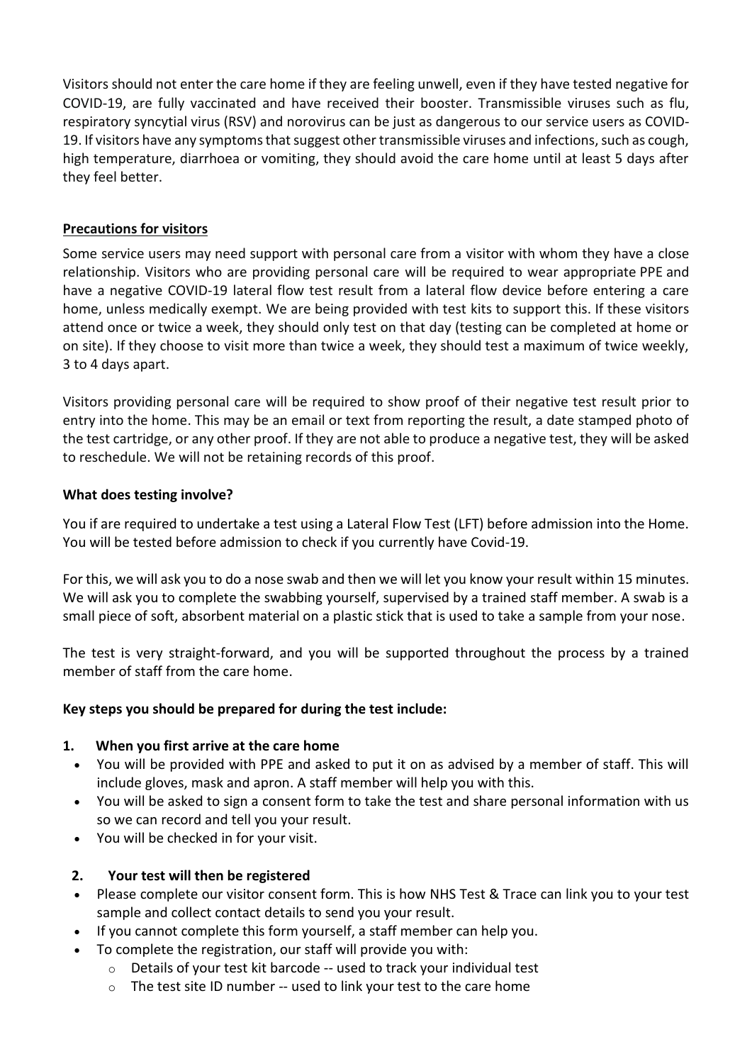Visitors should not enter the care home if they are feeling unwell, even if they have tested negative for COVID-19, are fully vaccinated and have received their booster. Transmissible viruses such as flu, respiratory syncytial virus (RSV) and norovirus can be just as dangerous to our service users as COVID-19. If visitors have any symptoms that suggest other transmissible viruses and infections, such as cough, high temperature, diarrhoea or vomiting, they should avoid the care home until at least 5 days after they feel better.

**Precautions for visitors**

Some service users may need support with personal care from a visitor with whom they have a close relationship. Visitors who are providing personal care will be required to wear appropriate PPE and have a negative COVID-19 lateral flow test result from a lateral flow device before entering a care home, unless medically exempt. We are being provided with test kits to support this. If these visitors attend once or twice a week, they should only test on that day (testing can be completed at home or on site). If they choose to visit more than twice a week, they should test a maximum of twice weekly, 3 to 4 days apart.

Visitors providing personal care will be required to show proof of their negative test result prior to entry into the home. This may be an email or text from reporting the result, a date stamped photo of the test cartridge, or any other proof. If they are not able to produce a negative test, they will be asked to reschedule. We will not be retaining records of this proof.

**What does testing involve?**

You if are required to undertake a test using a Lateral Flow Test (LFT) before admission into the Home. You will be tested before admission to check if you currently have Covid-19.

For this, we will ask you to do a nose swab and then we will let you know your result within 15 minutes. We will ask you to complete the swabbing yourself, supervised by a trained staff member. A swab is a small piece of soft, absorbent material on a plastic stick that is used to take a sample from your nose.

The test is very straight-forward, and you will be supported throughout the process by a trained member of staff from the care home.

**Key steps you should be prepared for during the test include:**

**1. When you first arrive at the care home**

- You will be provided with PPE and asked to put it on as advised by a member of staff. This will include gloves, mask and apron. A staff member will help you with this.
- You will be asked to sign a consent form to take the test and share personal information with us so we can record and tell you your result.
- You will be checked in for your visit.

**2. Your test will then be registered**

- Please complete our visitor consent form. This is how NHS Test & Trace can link you to your test sample and collect contact details to send you your result.
- If you cannot complete this form yourself, a staff member can help you.
- To complete the registration, our staff will provide you with:
  - Details of your test kit barcode -- used to track your individual test
  - The test site ID number -- used to link your test to the care home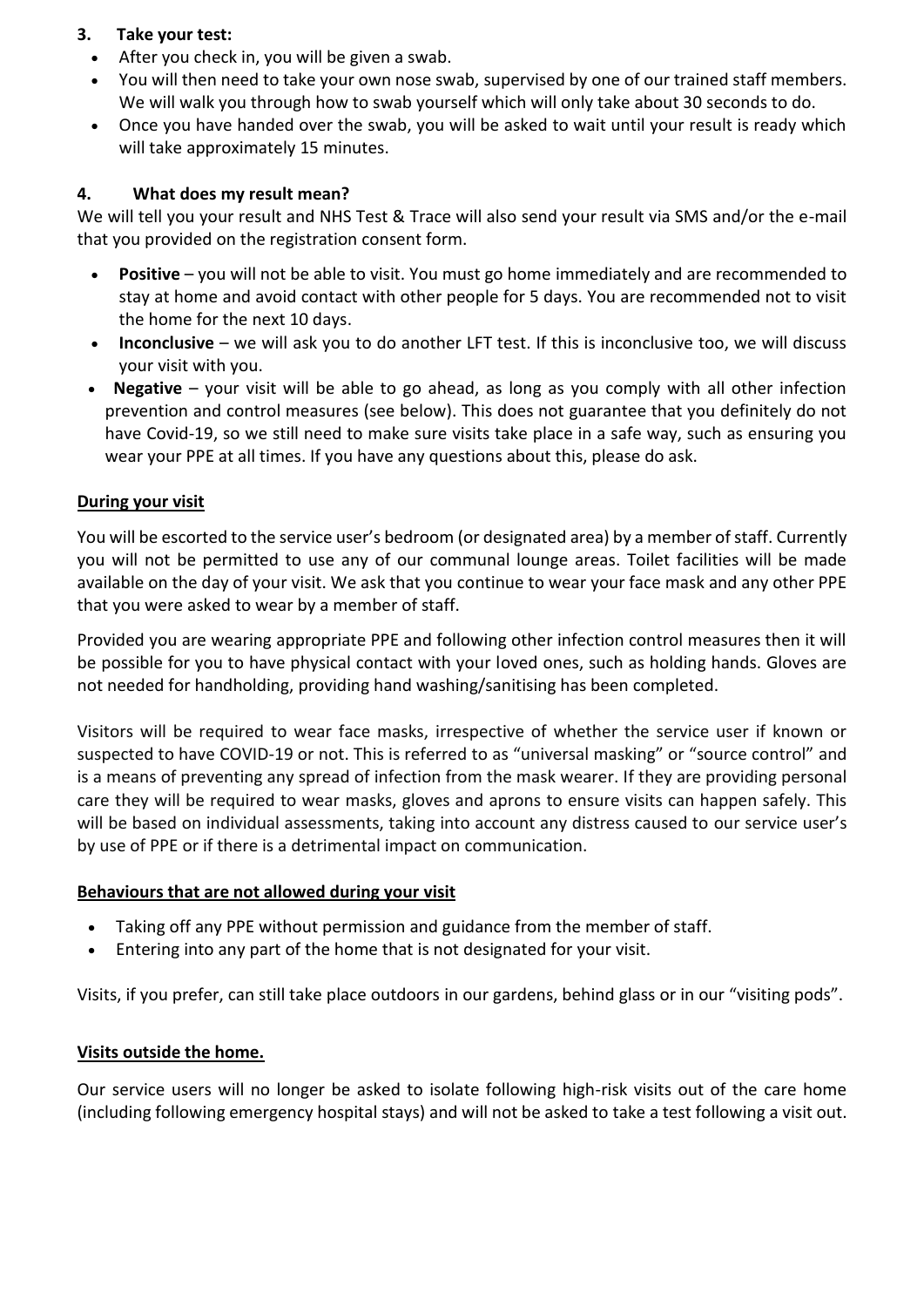### 3. Take your test:

- After you check in, you will be given a swab.
- You will then need to take your own nose swab, supervised by one of our trained staff members. We will walk you through how to swab yourself which will only take about 30 seconds to do.
- Once you have handed over the swab, you will be asked to wait until your result is ready which will take approximately 15 minutes.

### 4. What does my result mean?

We will tell you your result and NHS Test & Trace will also send your result via SMS and/or the e-mail that you provided on the registration consent form.

- **Positive** – you will not be able to visit. You must go home immediately and are recommended to stay at home and avoid contact with other people for 5 days. You are recommended not to visit the home for the next 10 days.
- **Inconclusive** – we will ask you to do another LFT test. If this is inconclusive too, we will discuss your visit with you.
- **Negative** – your visit will be able to go ahead, as long as you comply with all other infection prevention and control measures (see below). This does not guarantee that you definitely do not have Covid-19, so we still need to make sure visits take place in a safe way, such as ensuring you wear your PPE at all times. If you have any questions about this, please do ask.

**<u>During your visit</u>**

You will be escorted to the service user's bedroom (or designated area) by a member of staff. Currently you will not be permitted to use any of our communal lounge areas. Toilet facilities will be made available on the day of your visit. We ask that you continue to wear your face mask and any other PPE that you were asked to wear by a member of staff.

Provided you are wearing appropriate PPE and following other infection control measures then it will be possible for you to have physical contact with your loved ones, such as holding hands. Gloves are not needed for handholding, providing hand washing/sanitising has been completed.

Visitors will be required to wear face masks, irrespective of whether the service user if known or suspected to have COVID-19 or not. This is referred to as "universal masking" or "source control" and is a means of preventing any spread of infection from the mask wearer. If they are providing personal care they will be required to wear masks, gloves and aprons to ensure visits can happen safely. This will be based on individual assessments, taking into account any distress caused to our service user's by use of PPE or if there is a detrimental impact on communication.

**<u>Behaviours that are not allowed during your visit</u>**

- Taking off any PPE without permission and guidance from the member of staff.
- Entering into any part of the home that is not designated for your visit.

Visits, if you prefer, can still take place outdoors in our gardens, behind glass or in our "visiting pods".

**<u>Visits outside the home.</u>**

Our service users will no longer be asked to isolate following high-risk visits out of the care home (including following emergency hospital stays) and will not be asked to take a test following a visit out.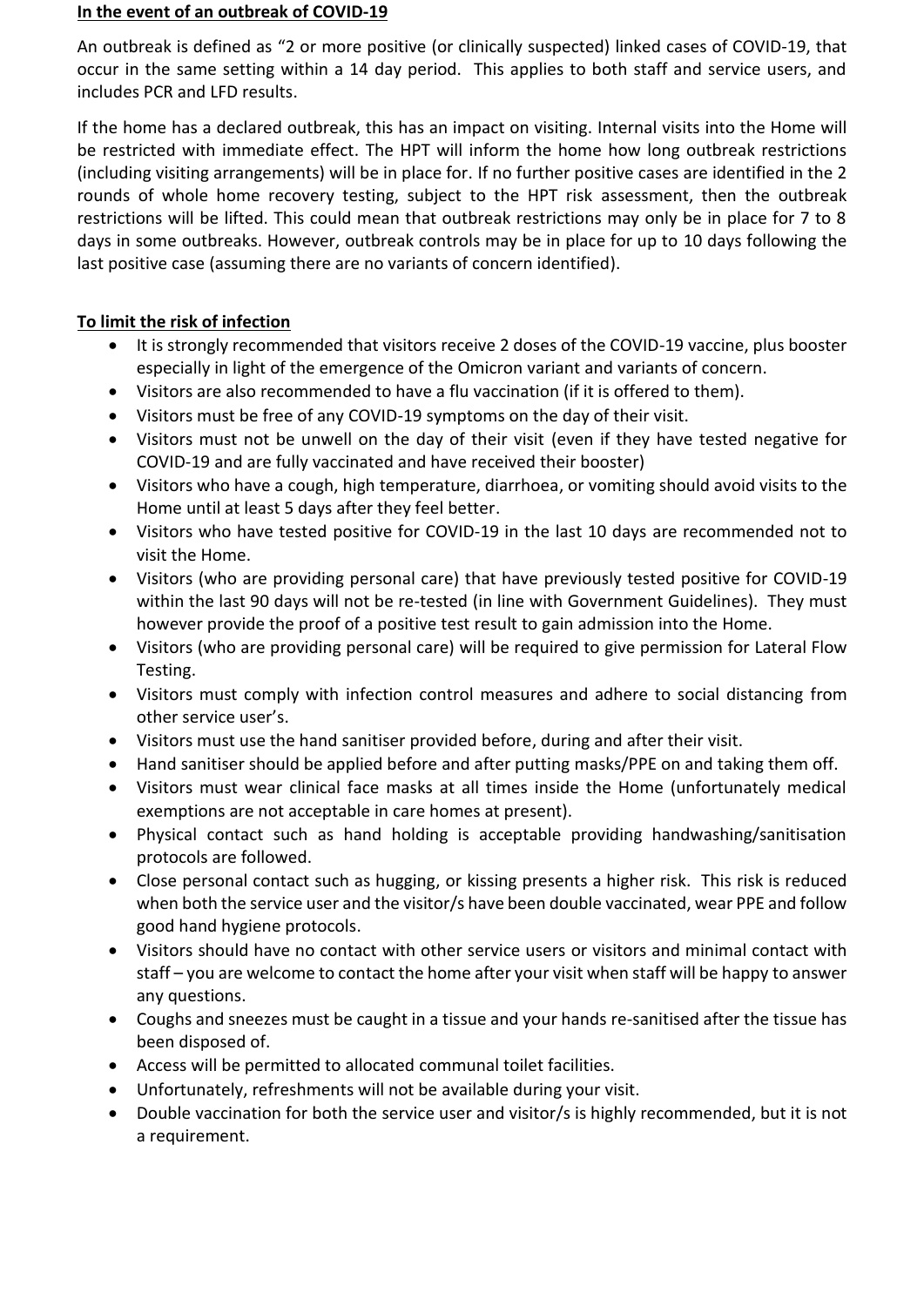**In the event of an outbreak of COVID-19**

An outbreak is defined as "2 or more positive (or clinically suspected) linked cases of COVID-19, that occur in the same setting within a 14 day period. This applies to both staff and service users, and includes PCR and LFD results.

If the home has a declared outbreak, this has an impact on visiting. Internal visits into the Home will be restricted with immediate effect. The HPT will inform the home how long outbreak restrictions (including visiting arrangements) will be in place for. If no further positive cases are identified in the 2 rounds of whole home recovery testing, subject to the HPT risk assessment, then the outbreak restrictions will be lifted. This could mean that outbreak restrictions may only be in place for 7 to 8 days in some outbreaks. However, outbreak controls may be in place for up to 10 days following the last positive case (assuming there are no variants of concern identified).

**To limit the risk of infection**

- It is strongly recommended that visitors receive 2 doses of the COVID-19 vaccine, plus booster especially in light of the emergence of the Omicron variant and variants of concern.
- Visitors are also recommended to have a flu vaccination (if it is offered to them).
- Visitors must be free of any COVID-19 symptoms on the day of their visit.
- Visitors must not be unwell on the day of their visit (even if they have tested negative for COVID-19 and are fully vaccinated and have received their booster)
- Visitors who have a cough, high temperature, diarrhoea, or vomiting should avoid visits to the Home until at least 5 days after they feel better.
- Visitors who have tested positive for COVID-19 in the last 10 days are recommended not to visit the Home.
- Visitors (who are providing personal care) that have previously tested positive for COVID-19 within the last 90 days will not be re-tested (in line with Government Guidelines). They must however provide the proof of a positive test result to gain admission into the Home.
- Visitors (who are providing personal care) will be required to give permission for Lateral Flow Testing.
- Visitors must comply with infection control measures and adhere to social distancing from other service user's.
- Visitors must use the hand sanitiser provided before, during and after their visit.
- Hand sanitiser should be applied before and after putting masks/PPE on and taking them off.
- Visitors must wear clinical face masks at all times inside the Home (unfortunately medical exemptions are not acceptable in care homes at present).
- Physical contact such as hand holding is acceptable providing handwashing/sanitisation protocols are followed.
- Close personal contact such as hugging, or kissing presents a higher risk. This risk is reduced when both the service user and the visitor/s have been double vaccinated, wear PPE and follow good hand hygiene protocols.
- Visitors should have no contact with other service users or visitors and minimal contact with staff – you are welcome to contact the home after your visit when staff will be happy to answer any questions.
- Coughs and sneezes must be caught in a tissue and your hands re-sanitised after the tissue has been disposed of.
- Access will be permitted to allocated communal toilet facilities.
- Unfortunately, refreshments will not be available during your visit.
- Double vaccination for both the service user and visitor/s is highly recommended, but it is not a requirement.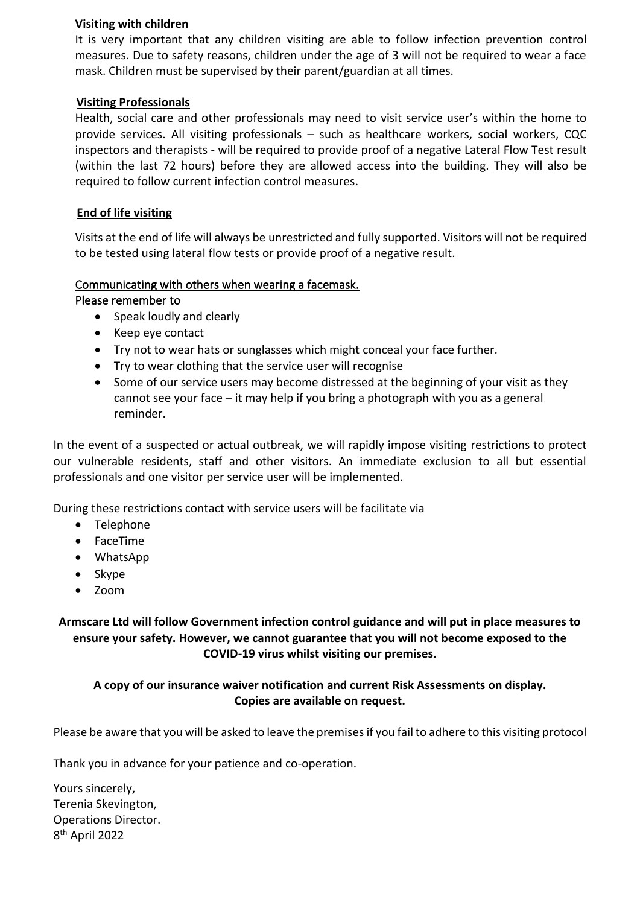**Visiting with children**

It is very important that any children visiting are able to follow infection prevention control measures. Due to safety reasons, children under the age of 3 will not be required to wear a face mask. Children must be supervised by their parent/guardian at all times.

**Visiting Professionals**

Health, social care and other professionals may need to visit service user's within the home to provide services. All visiting professionals – such as healthcare workers, social workers, CQC inspectors and therapists - will be required to provide proof of a negative Lateral Flow Test result (within the last 72 hours) before they are allowed access into the building. They will also be required to follow current infection control measures.

**End of life visiting**

Visits at the end of life will always be unrestricted and fully supported. Visitors will not be required to be tested using lateral flow tests or provide proof of a negative result.

Communicating with others when wearing a facemask.

Please remember to

- Speak loudly and clearly
- Keep eye contact
- Try not to wear hats or sunglasses which might conceal your face further.
- Try to wear clothing that the service user will recognise
- Some of our service users may become distressed at the beginning of your visit as they cannot see your face – it may help if you bring a photograph with you as a general reminder.

In the event of a suspected or actual outbreak, we will rapidly impose visiting restrictions to protect our vulnerable residents, staff and other visitors. An immediate exclusion to all but essential professionals and one visitor per service user will be implemented.

During these restrictions contact with service users will be facilitate via

- Telephone
- FaceTime
- WhatsApp
- Skype
- Zoom

**Armscare Ltd will follow Government infection control guidance and will put in place measures to ensure your safety. However, we cannot guarantee that you will not become exposed to the COVID-19 virus whilst visiting our premises.**

**A copy of our insurance waiver notification and current Risk Assessments on display. Copies are available on request.**

Please be aware that you will be asked to leave the premises if you fail to adhere to this visiting protocol

Thank you in advance for your patience and co-operation.

Yours sincerely,
Terenia Skevington,
Operations Director.
8th April 2022